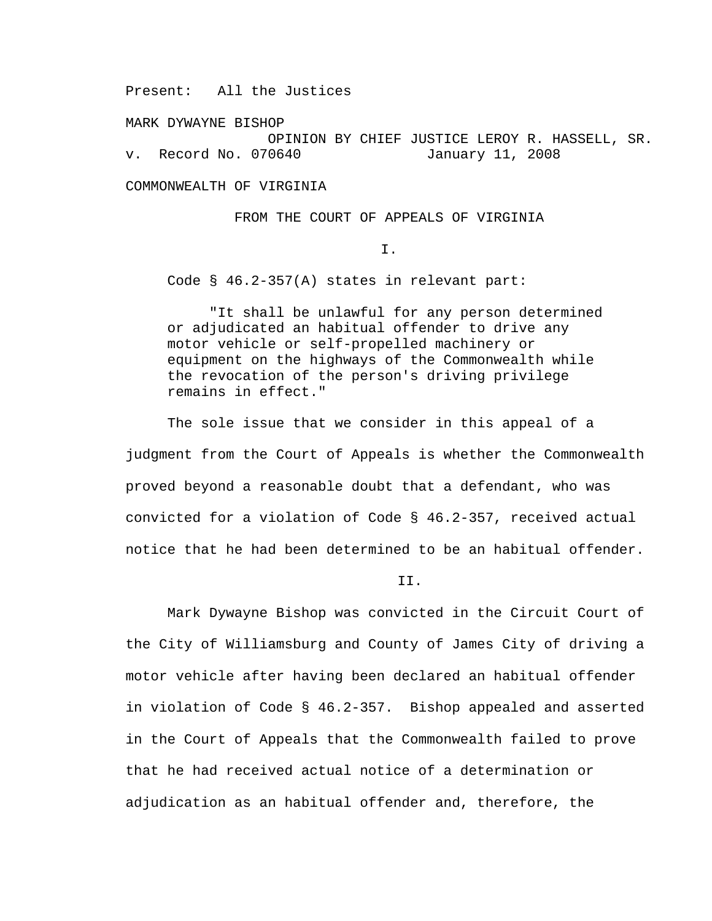Present: All the Justices

MARK DYWAYNE BISHOP

OPINION BY CHIEF JUSTICE LEROY R. HASSELL, SR.

v. Record No. 070640 January 11, 2008

COMMONWEALTH OF VIRGINIA

FROM THE COURT OF APPEALS OF VIRGINIA

I.

Code § 46.2-357(A) states in relevant part:

> "It shall be unlawful for any person determined or adjudicated an habitual offender to drive any motor vehicle or self-propelled machinery or equipment on the highways of the Commonwealth while the revocation of the person's driving privilege remains in effect."

The sole issue that we consider in this appeal of a judgment from the Court of Appeals is whether the Commonwealth proved beyond a reasonable doubt that a defendant, who was convicted for a violation of Code § 46.2-357, received actual notice that he had been determined to be an habitual offender.

II.

Mark Dywayne Bishop was convicted in the Circuit Court of the City of Williamsburg and County of James City of driving a motor vehicle after having been declared an habitual offender in violation of Code § 46.2-357. Bishop appealed and asserted in the Court of Appeals that the Commonwealth failed to prove that he had received actual notice of a determination or adjudication as an habitual offender and, therefore, the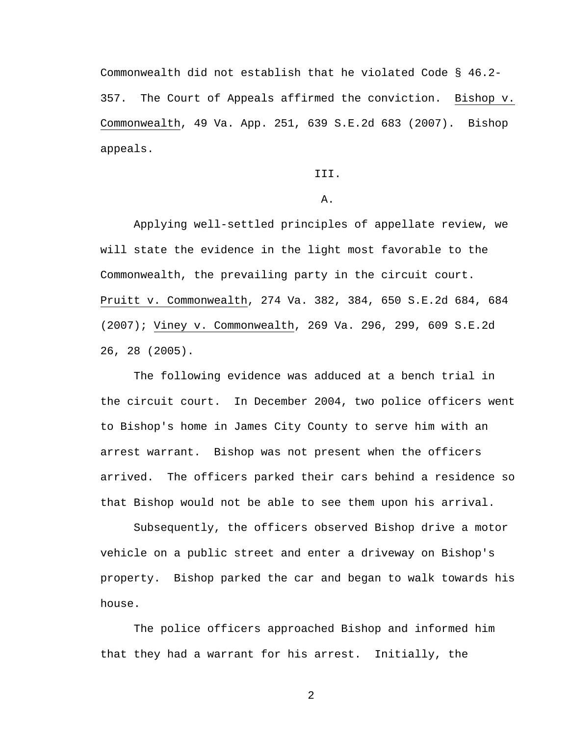Commonwealth did not establish that he violated Code § 46.2-357. The Court of Appeals affirmed the conviction. Bishop v. Commonwealth, 49 Va. App. 251, 639 S.E.2d 683 (2007). Bishop appeals.

III.

A.

Applying well-settled principles of appellate review, we will state the evidence in the light most favorable to the Commonwealth, the prevailing party in the circuit court. Pruitt v. Commonwealth, 274 Va. 382, 384, 650 S.E.2d 684, 684 (2007); Viney v. Commonwealth, 269 Va. 296, 299, 609 S.E.2d 26, 28 (2005).

The following evidence was adduced at a bench trial in the circuit court. In December 2004, two police officers went to Bishop's home in James City County to serve him with an arrest warrant. Bishop was not present when the officers arrived. The officers parked their cars behind a residence so that Bishop would not be able to see them upon his arrival.

Subsequently, the officers observed Bishop drive a motor vehicle on a public street and enter a driveway on Bishop's property. Bishop parked the car and began to walk towards his house.

The police officers approached Bishop and informed him that they had a warrant for his arrest. Initially, the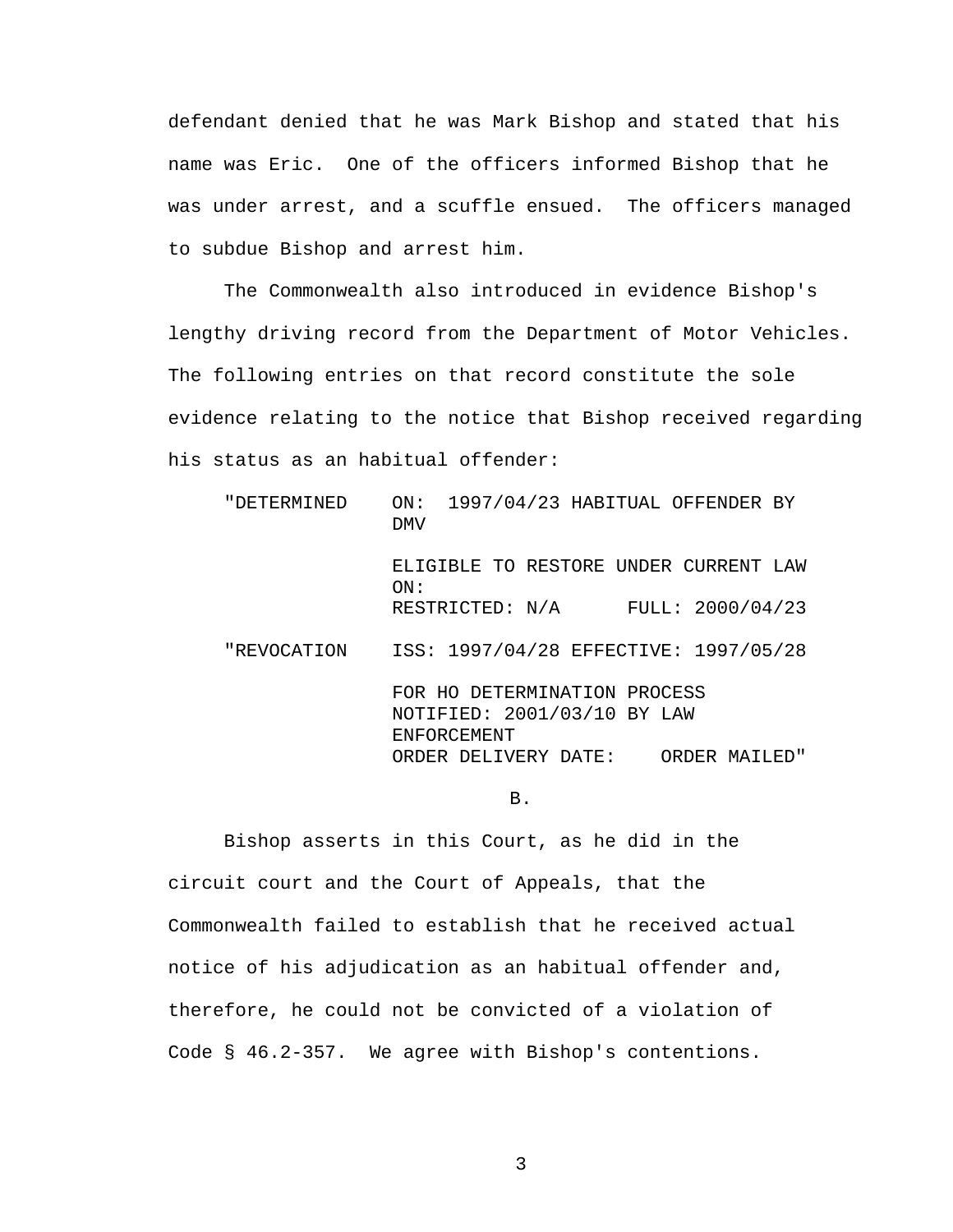defendant denied that he was Mark Bishop and stated that his name was Eric. One of the officers informed Bishop that he was under arrest, and a scuffle ensued. The officers managed to subdue Bishop and arrest him.

The Commonwealth also introduced in evidence Bishop's lengthy driving record from the Department of Motor Vehicles. The following entries on that record constitute the sole evidence relating to the notice that Bishop received regarding his status as an habitual offender:

```
"DETERMINED    ON:  1997/04/23 HABITUAL OFFENDER BY
               DMV

               ELIGIBLE TO RESTORE UNDER CURRENT LAW
               ON:
               RESTRICTED: N/A      FULL: 2000/04/23

"REVOCATION    ISS: 1997/04/28 EFFECTIVE: 1997/05/28

               FOR HO DETERMINATION PROCESS
               NOTIFIED: 2001/03/10 BY LAW
               ENFORCEMENT
               ORDER DELIVERY DATE:    ORDER MAILED"
```

B.

Bishop asserts in this Court, as he did in the circuit court and the Court of Appeals, that the Commonwealth failed to establish that he received actual notice of his adjudication as an habitual offender and, therefore, he could not be convicted of a violation of Code § 46.2-357. We agree with Bishop's contentions.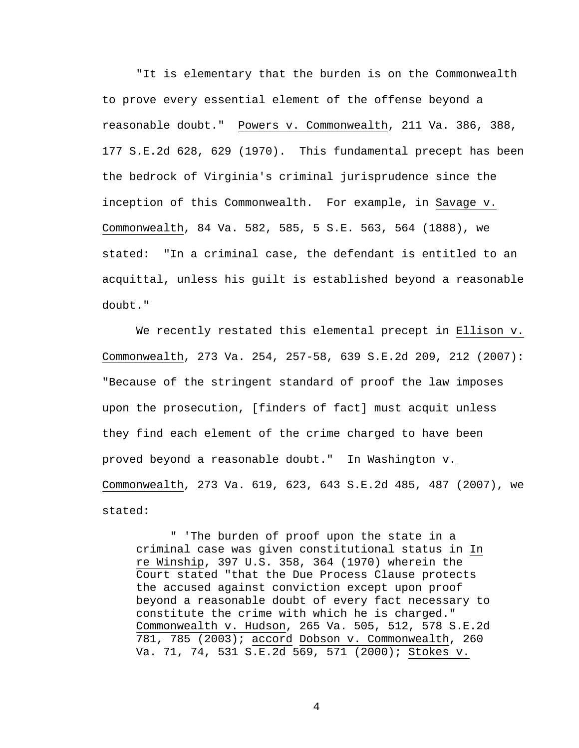"It is elementary that the burden is on the Commonwealth to prove every essential element of the offense beyond a reasonable doubt." Powers v. Commonwealth, 211 Va. 386, 388, 177 S.E.2d 628, 629 (1970). This fundamental precept has been the bedrock of Virginia's criminal jurisprudence since the inception of this Commonwealth. For example, in Savage v. Commonwealth, 84 Va. 582, 585, 5 S.E. 563, 564 (1888), we stated: "In a criminal case, the defendant is entitled to an acquittal, unless his guilt is established beyond a reasonable doubt."

We recently restated this elemental precept in Ellison v. Commonwealth, 273 Va. 254, 257-58, 639 S.E.2d 209, 212 (2007): "Because of the stringent standard of proof the law imposes upon the prosecution, [finders of fact] must acquit unless they find each element of the crime charged to have been proved beyond a reasonable doubt." In Washington v. Commonwealth, 273 Va. 619, 623, 643 S.E.2d 485, 487 (2007), we stated:

> " 'The burden of proof upon the state in a criminal case was given constitutional status in In re Winship, 397 U.S. 358, 364 (1970) wherein the Court stated "that the Due Process Clause protects the accused against conviction except upon proof beyond a reasonable doubt of every fact necessary to constitute the crime with which he is charged." Commonwealth v. Hudson, 265 Va. 505, 512, 578 S.E.2d 781, 785 (2003); accord Dobson v. Commonwealth, 260 Va. 71, 74, 531 S.E.2d 569, 571 (2000); Stokes v.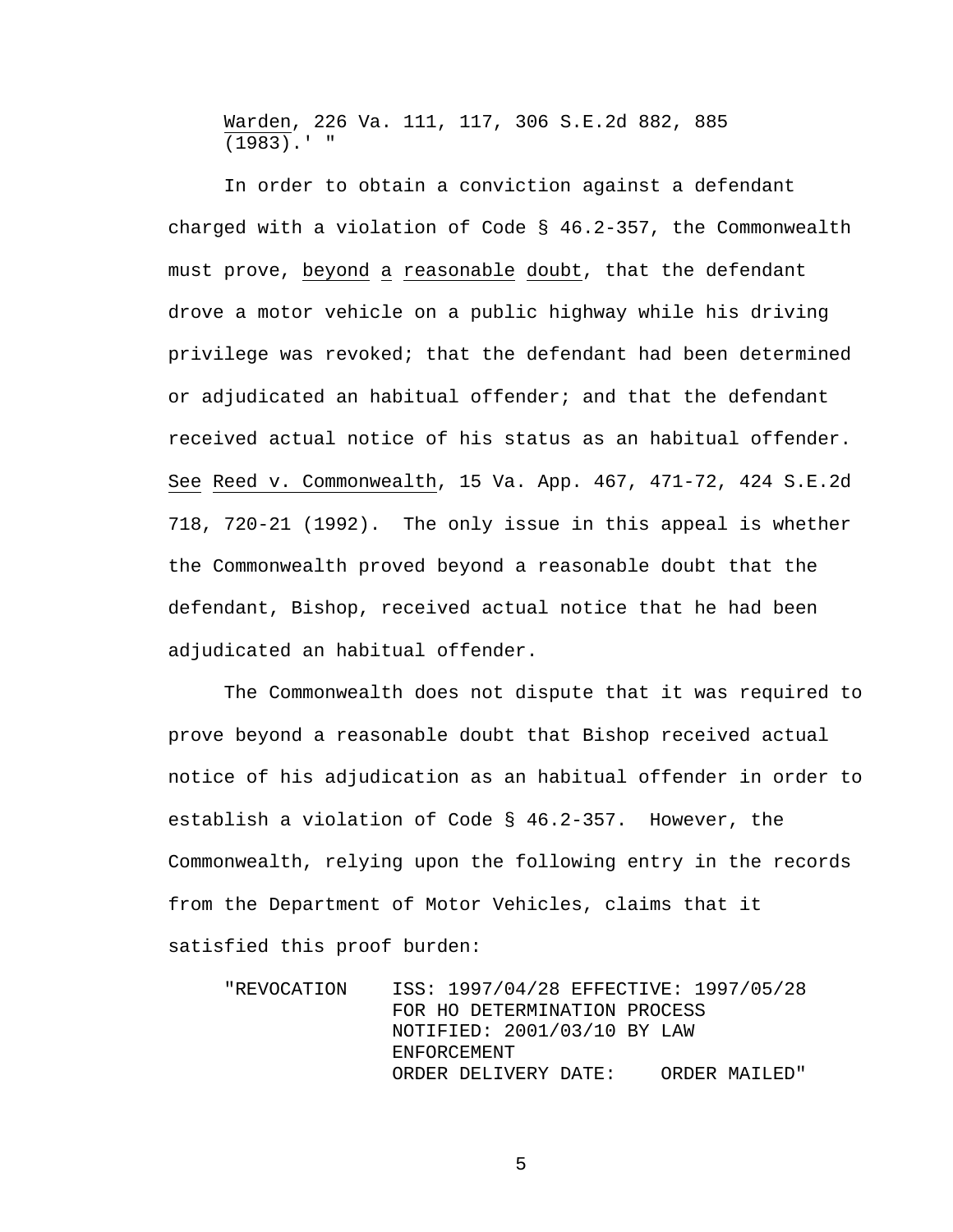*Warden*, 226 Va. 111, 117, 306 S.E.2d 882, 885 (1983).' "

In order to obtain a conviction against a defendant charged with a violation of Code § 46.2-357, the Commonwealth must prove, *beyond a reasonable doubt*, that the defendant drove a motor vehicle on a public highway while his driving privilege was revoked; that the defendant had been determined or adjudicated an habitual offender; and that the defendant received actual notice of his status as an habitual offender. *See Reed v. Commonwealth*, 15 Va. App. 467, 471-72, 424 S.E.2d 718, 720-21 (1992). The only issue in this appeal is whether the Commonwealth proved beyond a reasonable doubt that the defendant, Bishop, received actual notice that he had been adjudicated an habitual offender.

The Commonwealth does not dispute that it was required to prove beyond a reasonable doubt that Bishop received actual notice of his adjudication as an habitual offender in order to establish a violation of Code § 46.2-357. However, the Commonwealth, relying upon the following entry in the records from the Department of Motor Vehicles, claims that it satisfied this proof burden:

```
"REVOCATION    ISS: 1997/04/28 EFFECTIVE: 1997/05/28
               FOR HO DETERMINATION PROCESS
               NOTIFIED: 2001/03/10 BY LAW
               ENFORCEMENT
               ORDER DELIVERY DATE:    ORDER MAILED"
```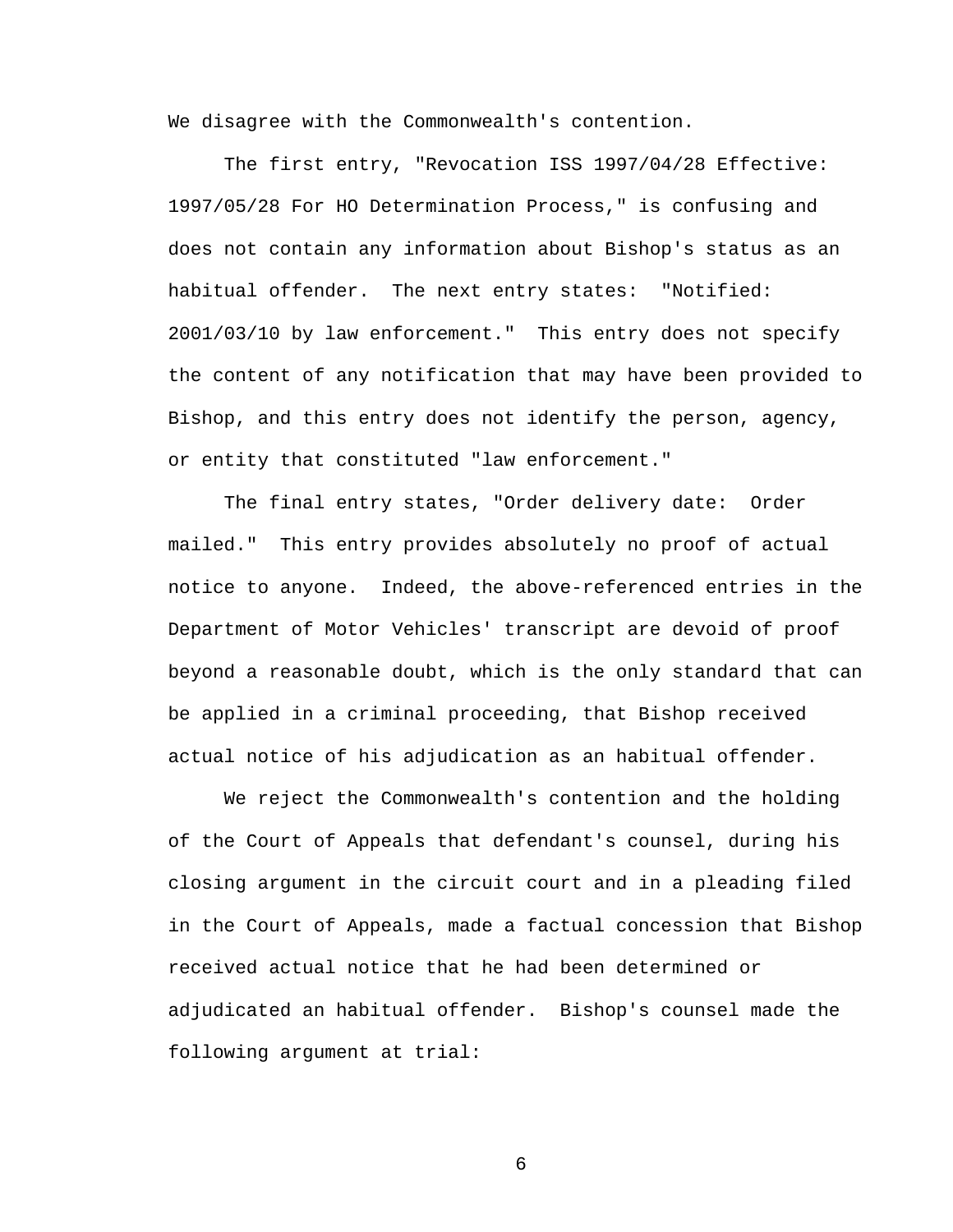We disagree with the Commonwealth's contention.

The first entry, "Revocation ISS 1997/04/28 Effective: 1997/05/28 For HO Determination Process," is confusing and does not contain any information about Bishop's status as an habitual offender. The next entry states: "Notified: 2001/03/10 by law enforcement." This entry does not specify the content of any notification that may have been provided to Bishop, and this entry does not identify the person, agency, or entity that constituted "law enforcement."

The final entry states, "Order delivery date: Order mailed." This entry provides absolutely no proof of actual notice to anyone. Indeed, the above-referenced entries in the Department of Motor Vehicles' transcript are devoid of proof beyond a reasonable doubt, which is the only standard that can be applied in a criminal proceeding, that Bishop received actual notice of his adjudication as an habitual offender.

We reject the Commonwealth's contention and the holding of the Court of Appeals that defendant's counsel, during his closing argument in the circuit court and in a pleading filed in the Court of Appeals, made a factual concession that Bishop received actual notice that he had been determined or adjudicated an habitual offender. Bishop's counsel made the following argument at trial: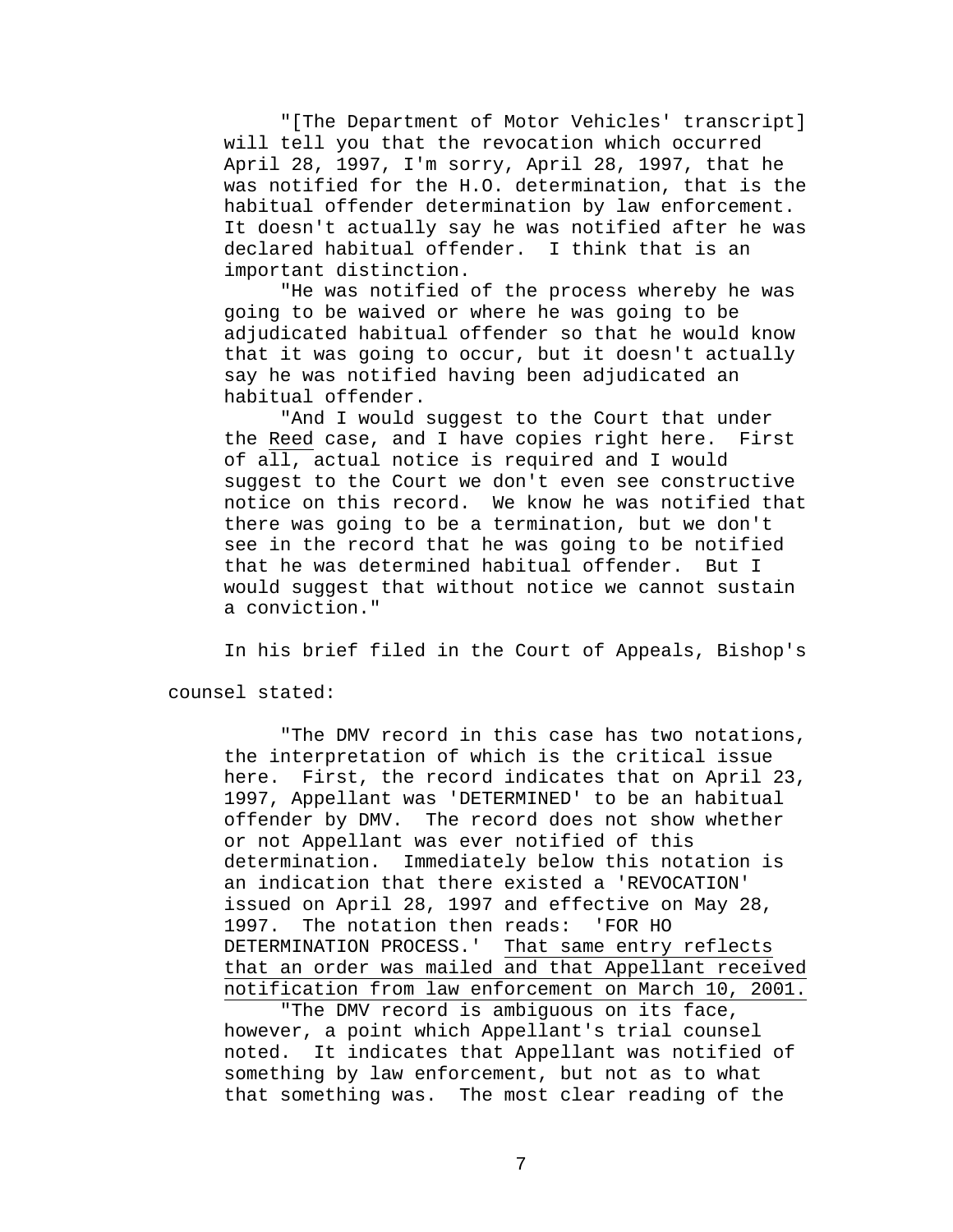> "[The Department of Motor Vehicles' transcript] will tell you that the revocation which occurred April 28, 1997, I'm sorry, April 28, 1997, that he was notified for the H.O. determination, that is the habitual offender determination by law enforcement. It doesn't actually say he was notified after he was declared habitual offender. I think that is an important distinction.
>
> "He was notified of the process whereby he was going to be waived or where he was going to be adjudicated habitual offender so that he would know that it was going to occur, but it doesn't actually say he was notified having been adjudicated an habitual offender.
>
> "And I would suggest to the Court that under the <u>Reed</u> case, and I have copies right here. First of all, actual notice is required and I would suggest to the Court we don't even see constructive notice on this record. We know he was notified that there was going to be a termination, but we don't see in the record that he was going to be notified that he was determined habitual offender. But I would suggest that without notice we cannot sustain a conviction."

In his brief filed in the Court of Appeals, Bishop's counsel stated:

> "The DMV record in this case has two notations, the interpretation of which is the critical issue here. First, the record indicates that on April 23, 1997, Appellant was 'DETERMINED' to be an habitual offender by DMV. The record does not show whether or not Appellant was ever notified of this determination. Immediately below this notation is an indication that there existed a 'REVOCATION' issued on April 28, 1997 and effective on May 28, 1997. The notation then reads: 'FOR HO DETERMINATION PROCESS.' <u>That same entry reflects that an order was mailed and that Appellant received notification from law enforcement on March 10, 2001.</u>
>
> "The DMV record is ambiguous on its face, however, a point which Appellant's trial counsel noted. It indicates that Appellant was notified of something by law enforcement, but not as to what that something was. The most clear reading of the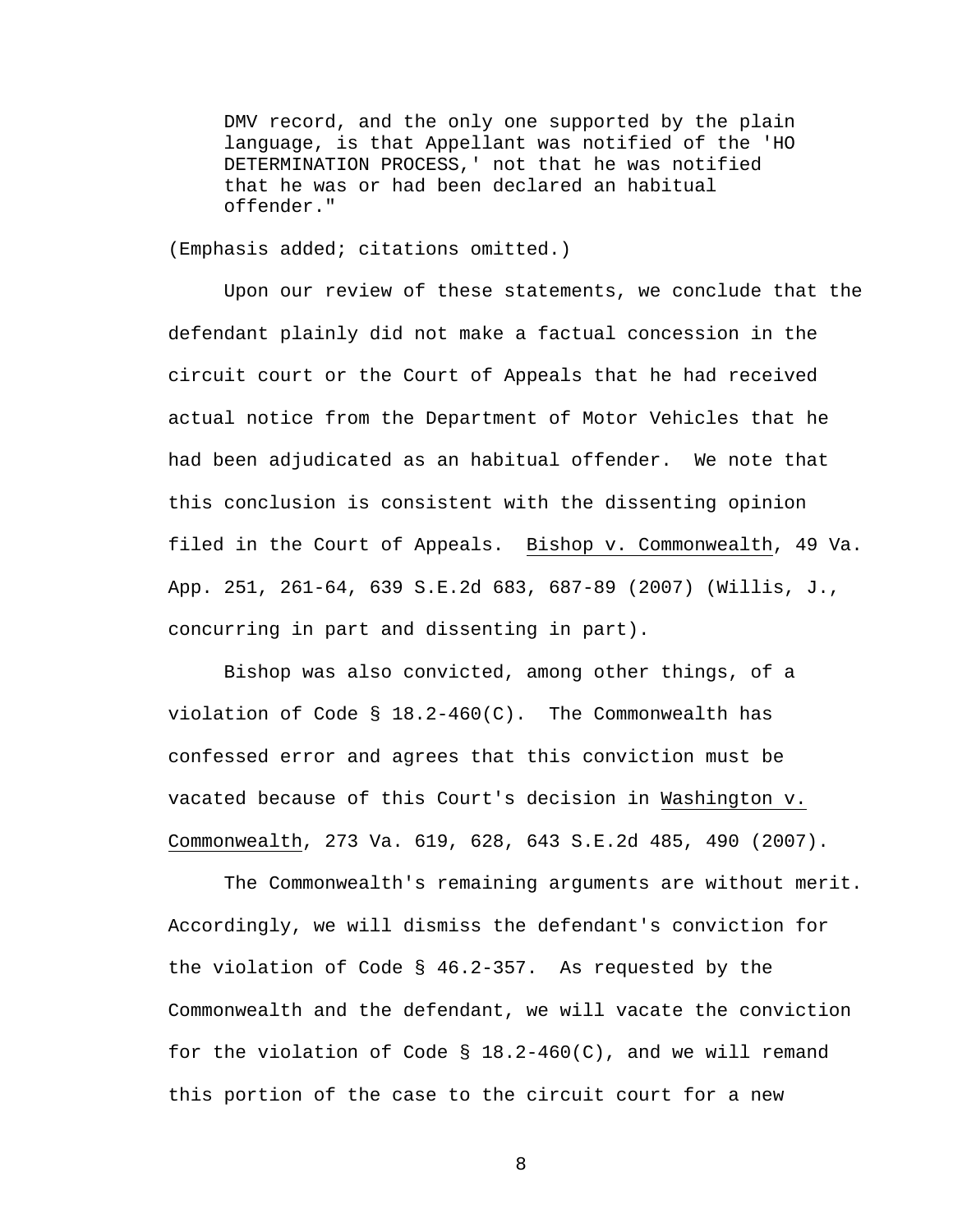> DMV record, and the only one supported by the plain language, is that Appellant was notified of the 'HO DETERMINATION PROCESS,' not that he was notified that he was or had been declared an habitual offender."

(Emphasis added; citations omitted.)

Upon our review of these statements, we conclude that the defendant plainly did not make a factual concession in the circuit court or the Court of Appeals that he had received actual notice from the Department of Motor Vehicles that he had been adjudicated as an habitual offender. We note that this conclusion is consistent with the dissenting opinion filed in the Court of Appeals. Bishop v. Commonwealth, 49 Va. App. 251, 261-64, 639 S.E.2d 683, 687-89 (2007) (Willis, J., concurring in part and dissenting in part).

Bishop was also convicted, among other things, of a violation of Code § 18.2-460(C). The Commonwealth has confessed error and agrees that this conviction must be vacated because of this Court's decision in Washington v. Commonwealth, 273 Va. 619, 628, 643 S.E.2d 485, 490 (2007).

The Commonwealth's remaining arguments are without merit. Accordingly, we will dismiss the defendant's conviction for the violation of Code § 46.2-357. As requested by the Commonwealth and the defendant, we will vacate the conviction for the violation of Code § 18.2-460(C), and we will remand this portion of the case to the circuit court for a new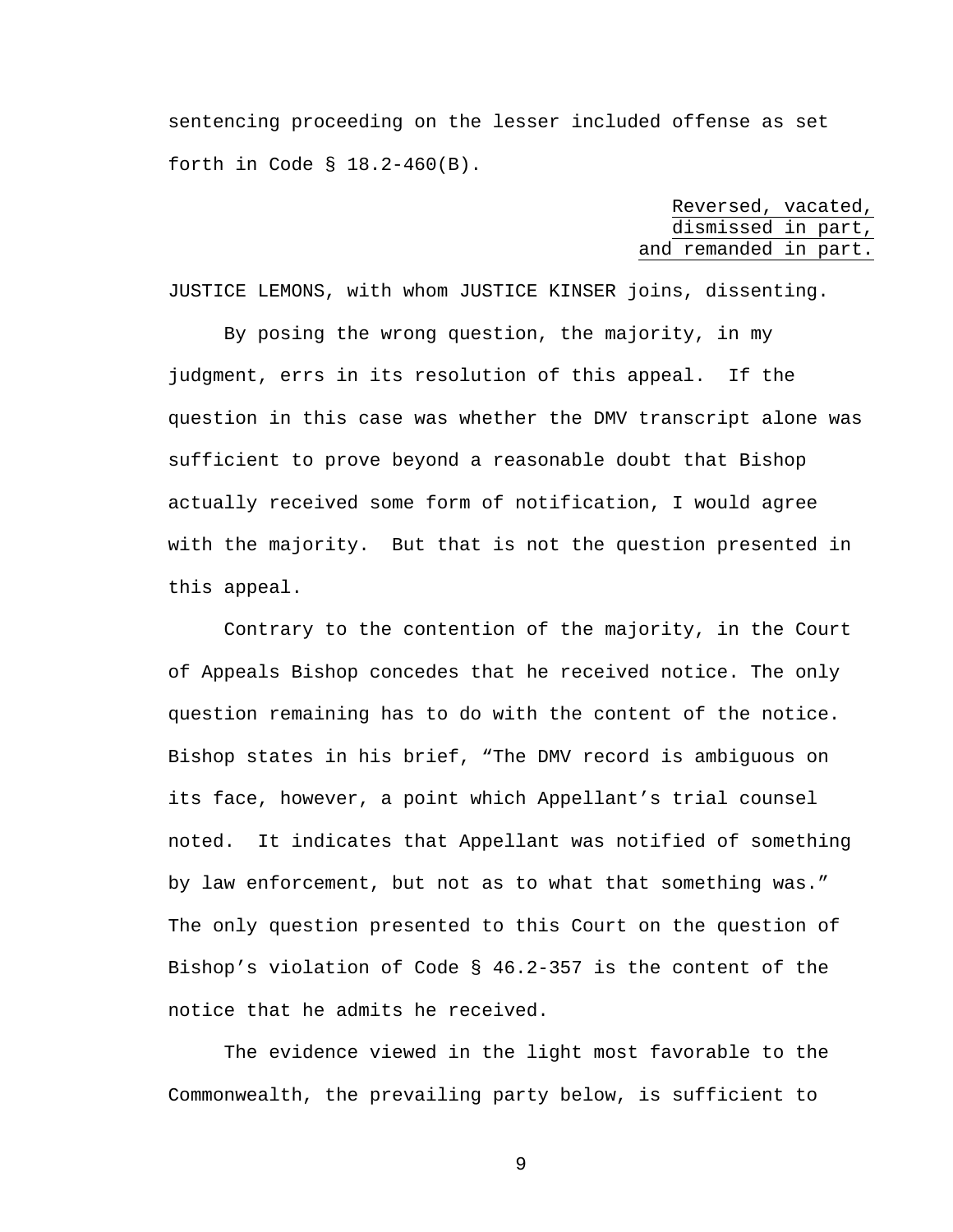sentencing proceeding on the lesser included offense as set forth in Code § 18.2-460(B).

<u>Reversed, vacated,</u>
<u>dismissed in part,</u>
<u>and remanded in part.</u>

JUSTICE LEMONS, with whom JUSTICE KINSER joins, dissenting.

By posing the wrong question, the majority, in my judgment, errs in its resolution of this appeal. If the question in this case was whether the DMV transcript alone was sufficient to prove beyond a reasonable doubt that Bishop actually received some form of notification, I would agree with the majority. But that is not the question presented in this appeal.

Contrary to the contention of the majority, in the Court of Appeals Bishop concedes that he received notice. The only question remaining has to do with the content of the notice. Bishop states in his brief, "The DMV record is ambiguous on its face, however, a point which Appellant's trial counsel noted. It indicates that Appellant was notified of something by law enforcement, but not as to what that something was." The only question presented to this Court on the question of Bishop's violation of Code § 46.2-357 is the content of the notice that he admits he received.

The evidence viewed in the light most favorable to the Commonwealth, the prevailing party below, is sufficient to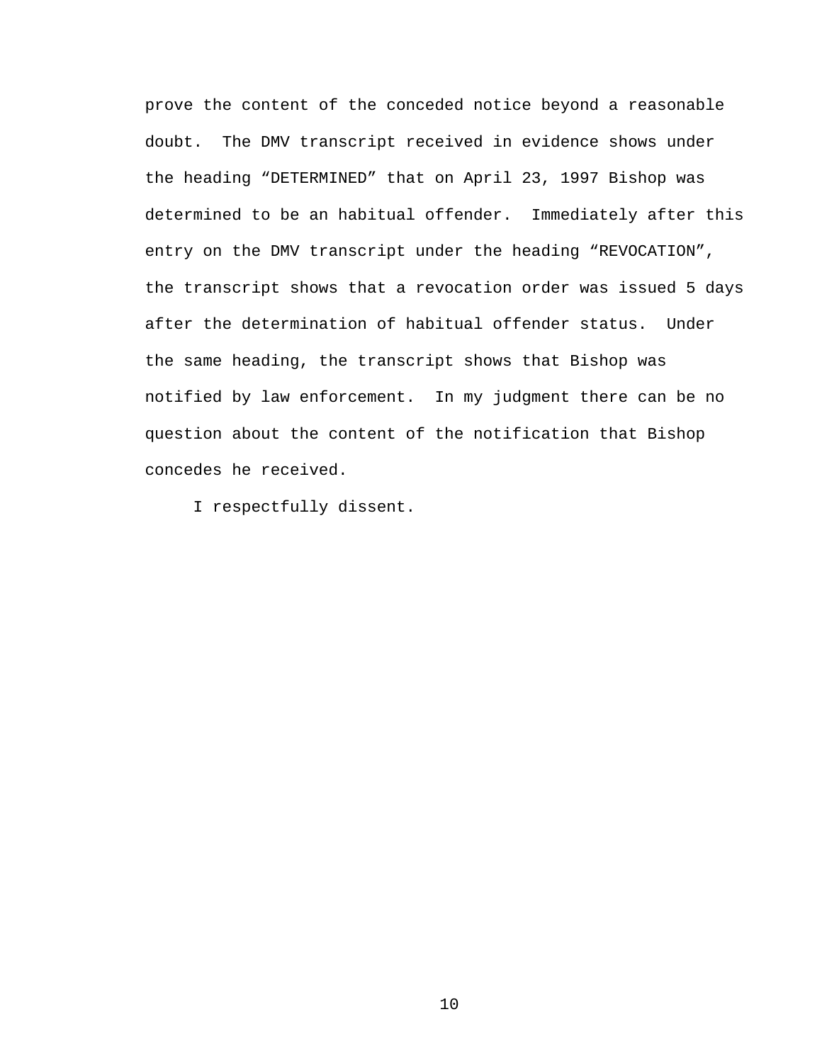prove the content of the conceded notice beyond a reasonable doubt. The DMV transcript received in evidence shows under the heading “DETERMINED” that on April 23, 1997 Bishop was determined to be an habitual offender. Immediately after this entry on the DMV transcript under the heading “REVOCATION”, the transcript shows that a revocation order was issued 5 days after the determination of habitual offender status. Under the same heading, the transcript shows that Bishop was notified by law enforcement. In my judgment there can be no question about the content of the notification that Bishop concedes he received.

I respectfully dissent.